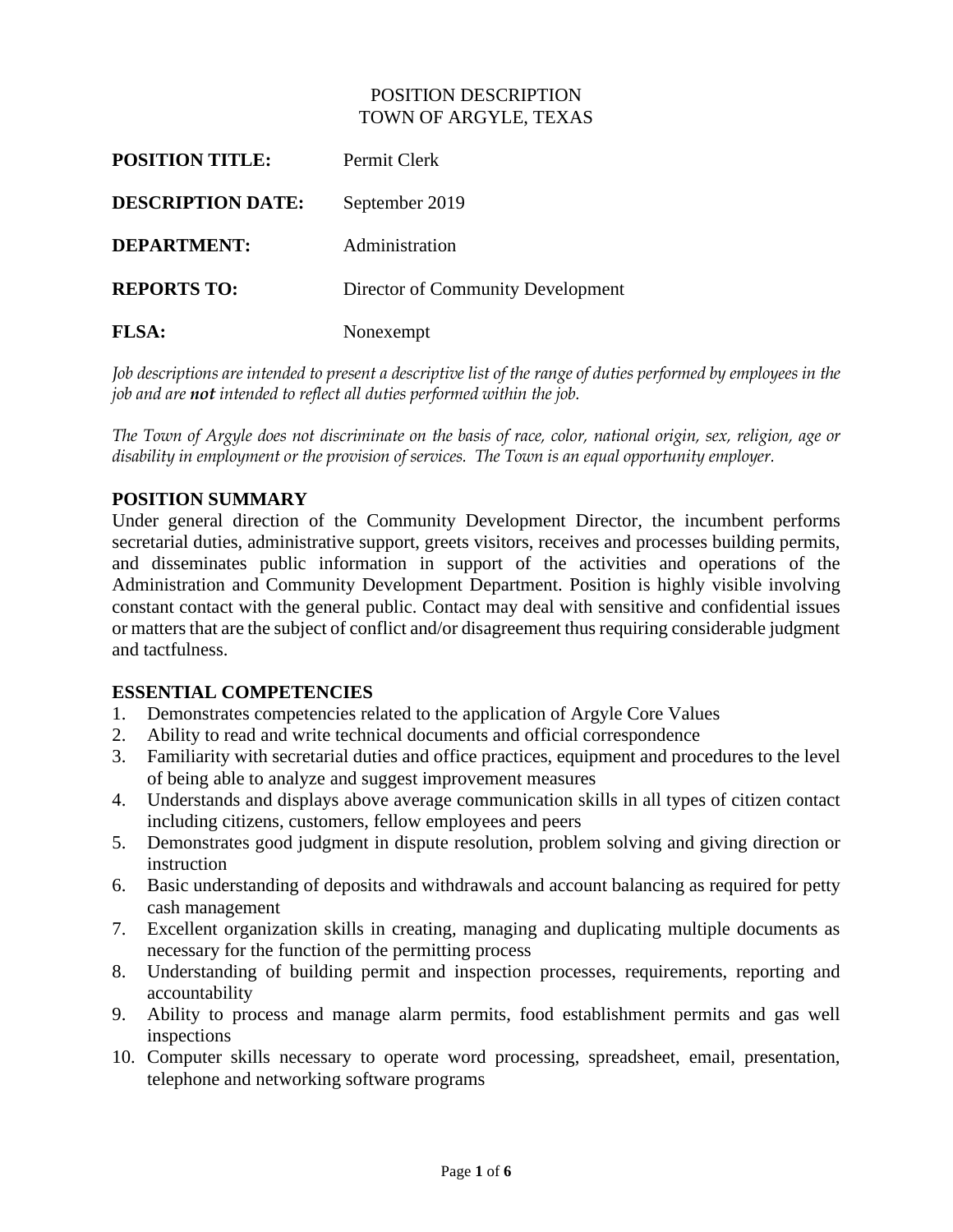POSITION DESCRIPTION
TOWN OF ARGYLE, TEXAS

**POSITION TITLE:** Permit Clerk

**DESCRIPTION DATE:** September 2019

**DEPARTMENT:** Administration

**REPORTS TO:** Director of Community Development

**FLSA:** Nonexempt

*Job descriptions are intended to present a descriptive list of the range of duties performed by employees in the job and are **not** intended to reflect all duties performed within the job.*

*The Town of Argyle does not discriminate on the basis of race, color, national origin, sex, religion, age or disability in employment or the provision of services. The Town is an equal opportunity employer.*

## POSITION SUMMARY

Under general direction of the Community Development Director, the incumbent performs secretarial duties, administrative support, greets visitors, receives and processes building permits, and disseminates public information in support of the activities and operations of the Administration and Community Development Department. Position is highly visible involving constant contact with the general public. Contact may deal with sensitive and confidential issues or matters that are the subject of conflict and/or disagreement thus requiring considerable judgment and tactfulness.

## ESSENTIAL COMPETENCIES

1. Demonstrates competencies related to the application of Argyle Core Values
2. Ability to read and write technical documents and official correspondence
3. Familiarity with secretarial duties and office practices, equipment and procedures to the level of being able to analyze and suggest improvement measures
4. Understands and displays above average communication skills in all types of citizen contact including citizens, customers, fellow employees and peers
5. Demonstrates good judgment in dispute resolution, problem solving and giving direction or instruction
6. Basic understanding of deposits and withdrawals and account balancing as required for petty cash management
7. Excellent organization skills in creating, managing and duplicating multiple documents as necessary for the function of the permitting process
8. Understanding of building permit and inspection processes, requirements, reporting and accountability
9. Ability to process and manage alarm permits, food establishment permits and gas well inspections
10. Computer skills necessary to operate word processing, spreadsheet, email, presentation, telephone and networking software programs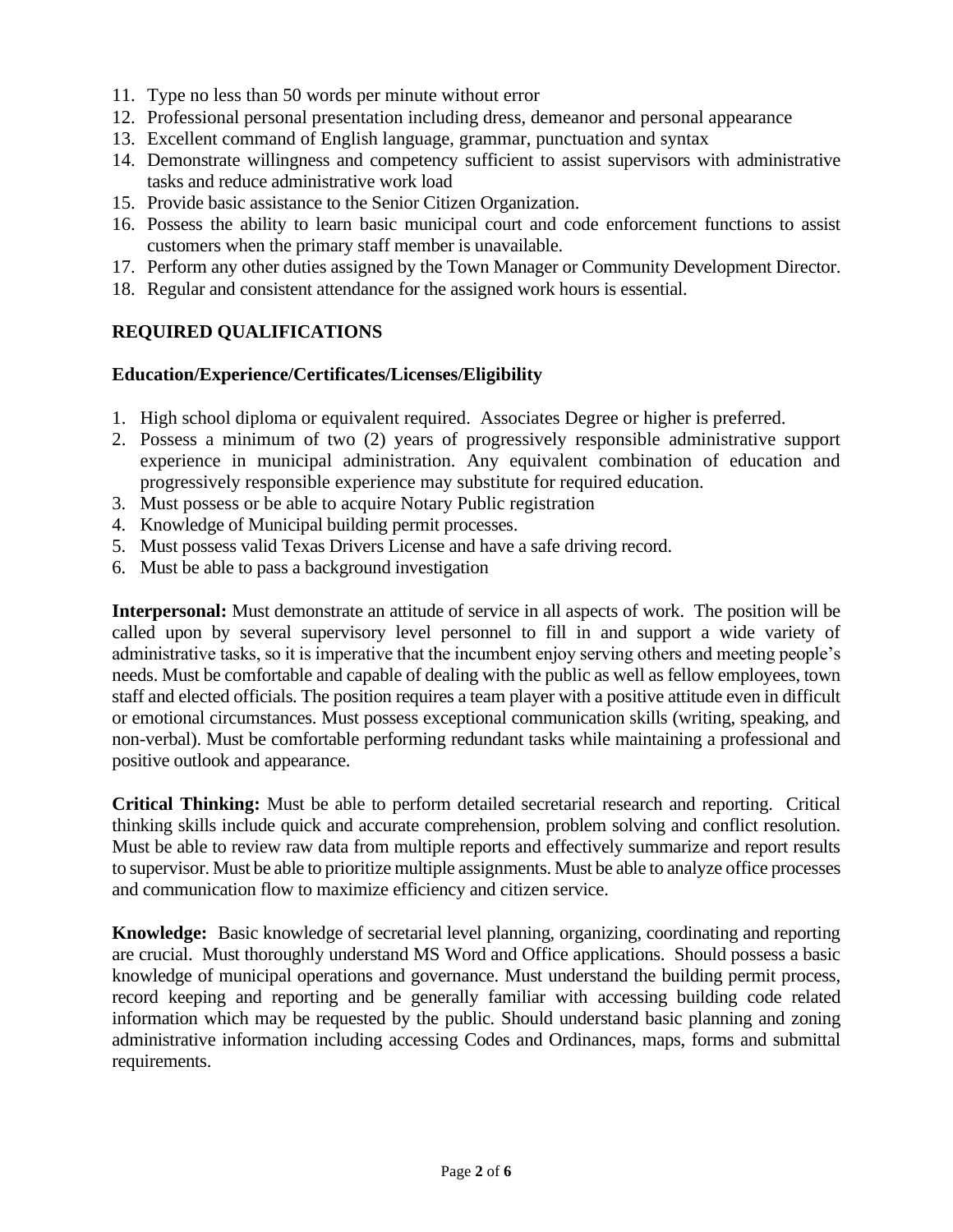11. Type no less than 50 words per minute without error
12. Professional personal presentation including dress, demeanor and personal appearance
13. Excellent command of English language, grammar, punctuation and syntax
14. Demonstrate willingness and competency sufficient to assist supervisors with administrative tasks and reduce administrative work load
15. Provide basic assistance to the Senior Citizen Organization.
16. Possess the ability to learn basic municipal court and code enforcement functions to assist customers when the primary staff member is unavailable.
17. Perform any other duties assigned by the Town Manager or Community Development Director.
18. Regular and consistent attendance for the assigned work hours is essential.

## REQUIRED QUALIFICATIONS

### Education/Experience/Certificates/Licenses/Eligibility

1. High school diploma or equivalent required. Associates Degree or higher is preferred.
2. Possess a minimum of two (2) years of progressively responsible administrative support experience in municipal administration. Any equivalent combination of education and progressively responsible experience may substitute for required education.
3. Must possess or be able to acquire Notary Public registration
4. Knowledge of Municipal building permit processes.
5. Must possess valid Texas Drivers License and have a safe driving record.
6. Must be able to pass a background investigation

**Interpersonal:** Must demonstrate an attitude of service in all aspects of work. The position will be called upon by several supervisory level personnel to fill in and support a wide variety of administrative tasks, so it is imperative that the incumbent enjoy serving others and meeting people's needs. Must be comfortable and capable of dealing with the public as well as fellow employees, town staff and elected officials. The position requires a team player with a positive attitude even in difficult or emotional circumstances. Must possess exceptional communication skills (writing, speaking, and non-verbal). Must be comfortable performing redundant tasks while maintaining a professional and positive outlook and appearance.

**Critical Thinking:** Must be able to perform detailed secretarial research and reporting. Critical thinking skills include quick and accurate comprehension, problem solving and conflict resolution. Must be able to review raw data from multiple reports and effectively summarize and report results to supervisor. Must be able to prioritize multiple assignments. Must be able to analyze office processes and communication flow to maximize efficiency and citizen service.

**Knowledge:** Basic knowledge of secretarial level planning, organizing, coordinating and reporting are crucial. Must thoroughly understand MS Word and Office applications. Should possess a basic knowledge of municipal operations and governance. Must understand the building permit process, record keeping and reporting and be generally familiar with accessing building code related information which may be requested by the public. Should understand basic planning and zoning administrative information including accessing Codes and Ordinances, maps, forms and submittal requirements.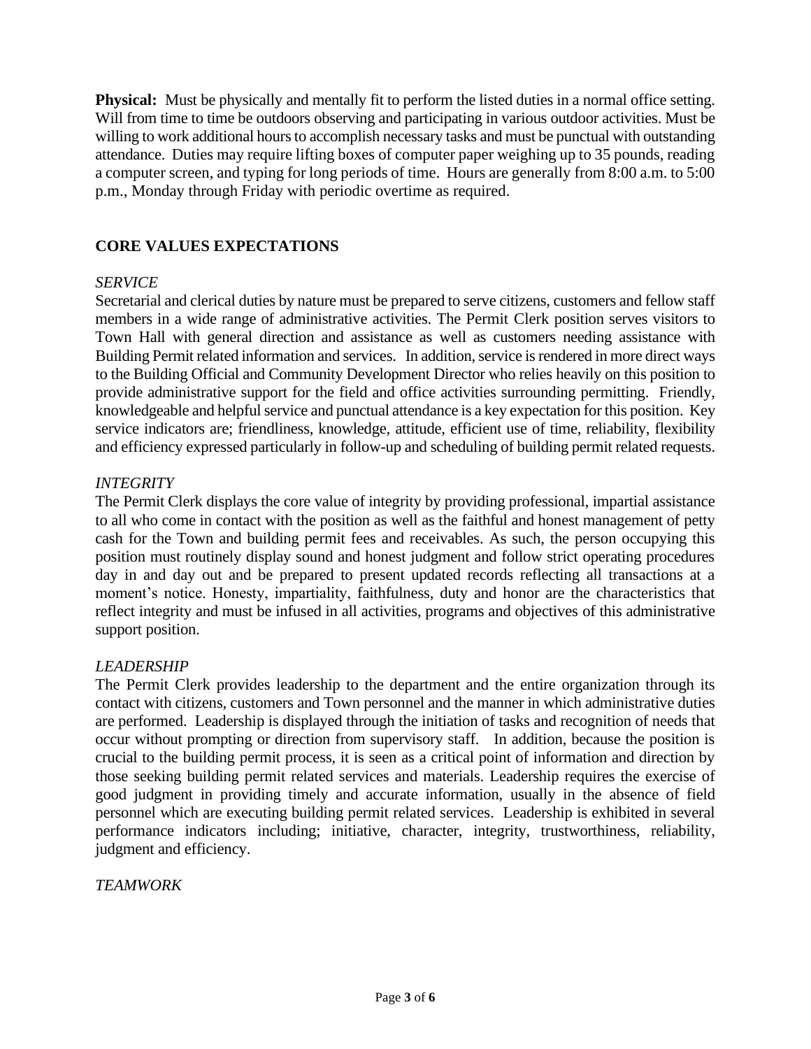**Physical:** Must be physically and mentally fit to perform the listed duties in a normal office setting. Will from time to time be outdoors observing and participating in various outdoor activities. Must be willing to work additional hours to accomplish necessary tasks and must be punctual with outstanding attendance. Duties may require lifting boxes of computer paper weighing up to 35 pounds, reading a computer screen, and typing for long periods of time. Hours are generally from 8:00 a.m. to 5:00 p.m., Monday through Friday with periodic overtime as required.

## CORE VALUES EXPECTATIONS

*SERVICE*

Secretarial and clerical duties by nature must be prepared to serve citizens, customers and fellow staff members in a wide range of administrative activities. The Permit Clerk position serves visitors to Town Hall with general direction and assistance as well as customers needing assistance with Building Permit related information and services. In addition, service is rendered in more direct ways to the Building Official and Community Development Director who relies heavily on this position to provide administrative support for the field and office activities surrounding permitting. Friendly, knowledgeable and helpful service and punctual attendance is a key expectation for this position. Key service indicators are; friendliness, knowledge, attitude, efficient use of time, reliability, flexibility and efficiency expressed particularly in follow-up and scheduling of building permit related requests.

*INTEGRITY*

The Permit Clerk displays the core value of integrity by providing professional, impartial assistance to all who come in contact with the position as well as the faithful and honest management of petty cash for the Town and building permit fees and receivables. As such, the person occupying this position must routinely display sound and honest judgment and follow strict operating procedures day in and day out and be prepared to present updated records reflecting all transactions at a moment's notice. Honesty, impartiality, faithfulness, duty and honor are the characteristics that reflect integrity and must be infused in all activities, programs and objectives of this administrative support position.

*LEADERSHIP*

The Permit Clerk provides leadership to the department and the entire organization through its contact with citizens, customers and Town personnel and the manner in which administrative duties are performed. Leadership is displayed through the initiation of tasks and recognition of needs that occur without prompting or direction from supervisory staff. In addition, because the position is crucial to the building permit process, it is seen as a critical point of information and direction by those seeking building permit related services and materials. Leadership requires the exercise of good judgment in providing timely and accurate information, usually in the absence of field personnel which are executing building permit related services. Leadership is exhibited in several performance indicators including; initiative, character, integrity, trustworthiness, reliability, judgment and efficiency.

*TEAMWORK*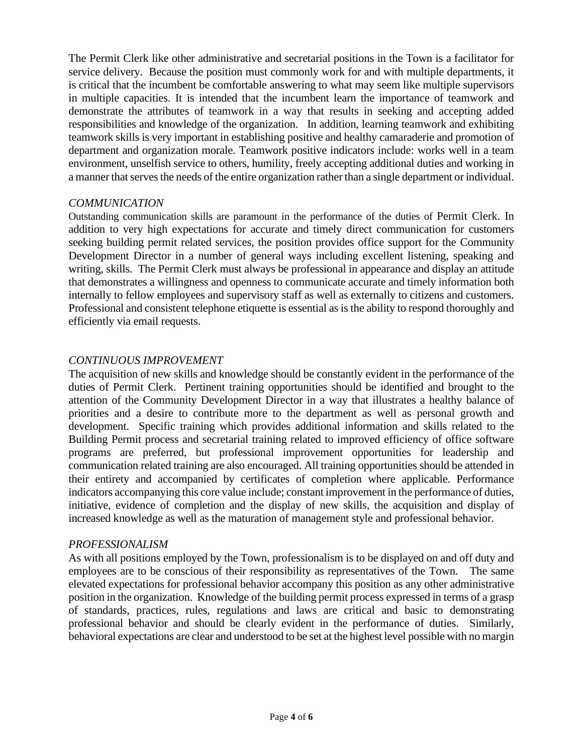The Permit Clerk like other administrative and secretarial positions in the Town is a facilitator for service delivery. Because the position must commonly work for and with multiple departments, it is critical that the incumbent be comfortable answering to what may seem like multiple supervisors in multiple capacities. It is intended that the incumbent learn the importance of teamwork and demonstrate the attributes of teamwork in a way that results in seeking and accepting added responsibilities and knowledge of the organization. In addition, learning teamwork and exhibiting teamwork skills is very important in establishing positive and healthy camaraderie and promotion of department and organization morale. Teamwork positive indicators include: works well in a team environment, unselfish service to others, humility, freely accepting additional duties and working in a manner that serves the needs of the entire organization rather than a single department or individual.

*COMMUNICATION*

Outstanding communication skills are paramount in the performance of the duties of Permit Clerk. In addition to very high expectations for accurate and timely direct communication for customers seeking building permit related services, the position provides office support for the Community Development Director in a number of general ways including excellent listening, speaking and writing, skills. The Permit Clerk must always be professional in appearance and display an attitude that demonstrates a willingness and openness to communicate accurate and timely information both internally to fellow employees and supervisory staff as well as externally to citizens and customers. Professional and consistent telephone etiquette is essential as is the ability to respond thoroughly and efficiently via email requests.

*CONTINUOUS IMPROVEMENT*

The acquisition of new skills and knowledge should be constantly evident in the performance of the duties of Permit Clerk. Pertinent training opportunities should be identified and brought to the attention of the Community Development Director in a way that illustrates a healthy balance of priorities and a desire to contribute more to the department as well as personal growth and development. Specific training which provides additional information and skills related to the Building Permit process and secretarial training related to improved efficiency of office software programs are preferred, but professional improvement opportunities for leadership and communication related training are also encouraged. All training opportunities should be attended in their entirety and accompanied by certificates of completion where applicable. Performance indicators accompanying this core value include; constant improvement in the performance of duties, initiative, evidence of completion and the display of new skills, the acquisition and display of increased knowledge as well as the maturation of management style and professional behavior.

*PROFESSIONALISM*

As with all positions employed by the Town, professionalism is to be displayed on and off duty and employees are to be conscious of their responsibility as representatives of the Town. The same elevated expectations for professional behavior accompany this position as any other administrative position in the organization. Knowledge of the building permit process expressed in terms of a grasp of standards, practices, rules, regulations and laws are critical and basic to demonstrating professional behavior and should be clearly evident in the performance of duties. Similarly, behavioral expectations are clear and understood to be set at the highest level possible with no margin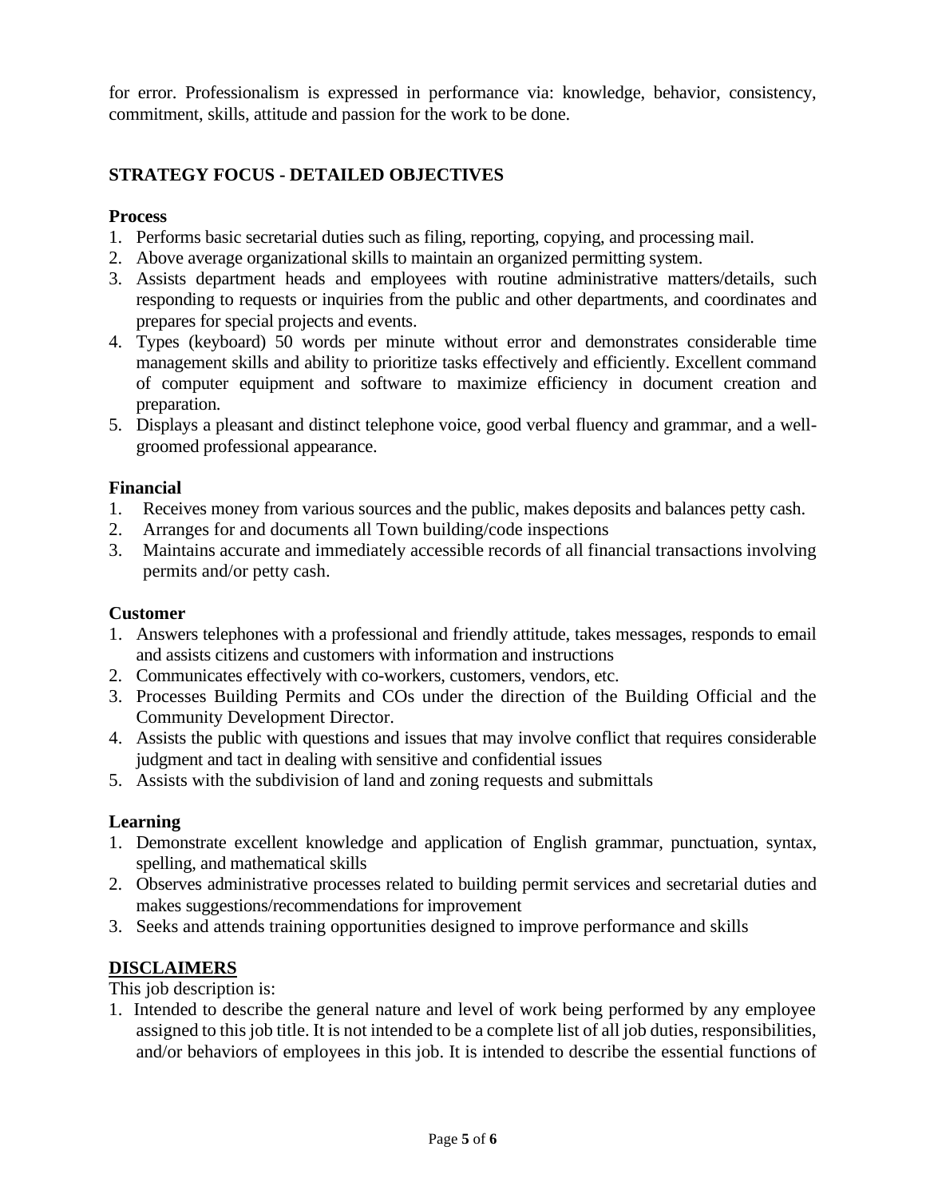for error. Professionalism is expressed in performance via: knowledge, behavior, consistency, commitment, skills, attitude and passion for the work to be done.

## STRATEGY FOCUS - DETAILED OBJECTIVES

### Process

1. Performs basic secretarial duties such as filing, reporting, copying, and processing mail.
2. Above average organizational skills to maintain an organized permitting system.
3. Assists department heads and employees with routine administrative matters/details, such responding to requests or inquiries from the public and other departments, and coordinates and prepares for special projects and events.
4. Types (keyboard) 50 words per minute without error and demonstrates considerable time management skills and ability to prioritize tasks effectively and efficiently. Excellent command of computer equipment and software to maximize efficiency in document creation and preparation.
5. Displays a pleasant and distinct telephone voice, good verbal fluency and grammar, and a well-groomed professional appearance.

### Financial

1. Receives money from various sources and the public, makes deposits and balances petty cash.
2. Arranges for and documents all Town building/code inspections
3. Maintains accurate and immediately accessible records of all financial transactions involving permits and/or petty cash.

### Customer

1. Answers telephones with a professional and friendly attitude, takes messages, responds to email and assists citizens and customers with information and instructions
2. Communicates effectively with co-workers, customers, vendors, etc.
3. Processes Building Permits and COs under the direction of the Building Official and the Community Development Director.
4. Assists the public with questions and issues that may involve conflict that requires considerable judgment and tact in dealing with sensitive and confidential issues
5. Assists with the subdivision of land and zoning requests and submittals

### Learning

1. Demonstrate excellent knowledge and application of English grammar, punctuation, syntax, spelling, and mathematical skills
2. Observes administrative processes related to building permit services and secretarial duties and makes suggestions/recommendations for improvement
3. Seeks and attends training opportunities designed to improve performance and skills

## DISCLAIMERS

This job description is:

1. Intended to describe the general nature and level of work being performed by any employee assigned to this job title. It is not intended to be a complete list of all job duties, responsibilities, and/or behaviors of employees in this job. It is intended to describe the essential functions of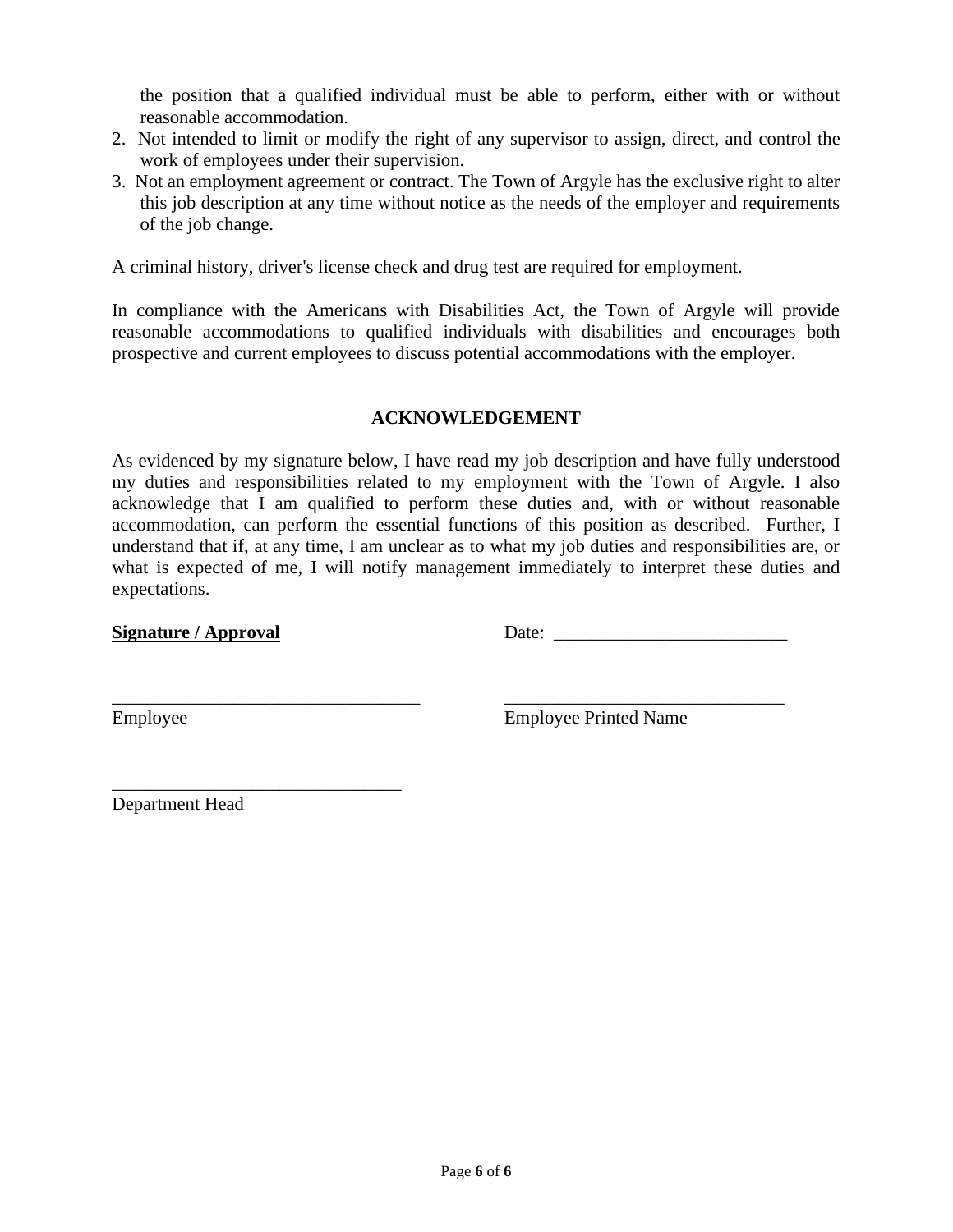the position that a qualified individual must be able to perform, either with or without reasonable accommodation.

2. Not intended to limit or modify the right of any supervisor to assign, direct, and control the work of employees under their supervision.
3. Not an employment agreement or contract. The Town of Argyle has the exclusive right to alter this job description at any time without notice as the needs of the employer and requirements of the job change.

A criminal history, driver's license check and drug test are required for employment.

In compliance with the Americans with Disabilities Act, the Town of Argyle will provide reasonable accommodations to qualified individuals with disabilities and encourages both prospective and current employees to discuss potential accommodations with the employer.

## ACKNOWLEDGEMENT

As evidenced by my signature below, I have read my job description and have fully understood my duties and responsibilities related to my employment with the Town of Argyle. I also acknowledge that I am qualified to perform these duties and, with or without reasonable accommodation, can perform the essential functions of this position as described. Further, I understand that if, at any time, I am unclear as to what my job duties and responsibilities are, or what is expected of me, I will notify management immediately to interpret these duties and expectations.

**Signature / Approval** Date: _________________________

_________________________________ _______________________________

Employee Employee Printed Name

_______________________________

Department Head